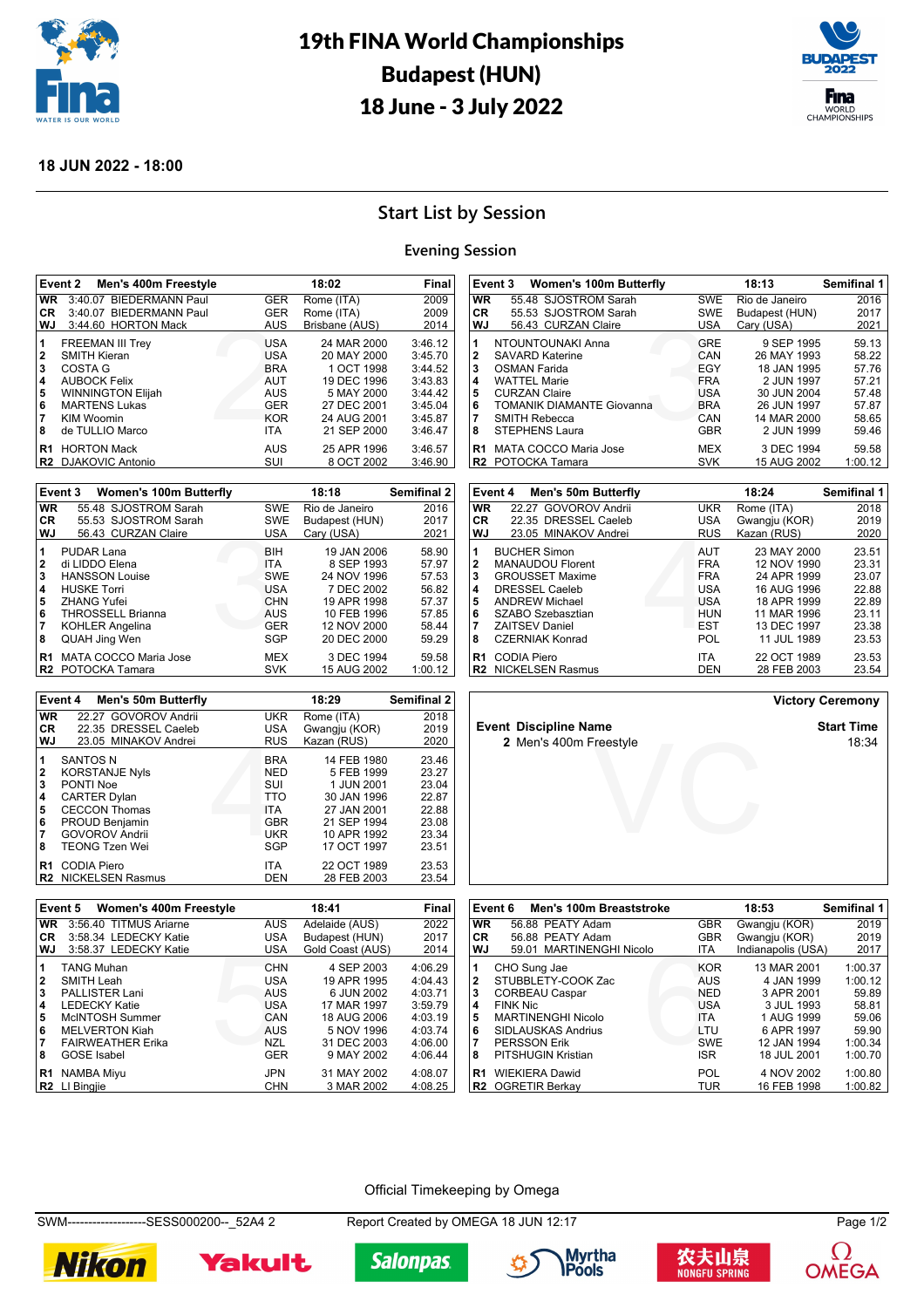# 19th FINA World Championships
# Budapest (HUN)
# 18 June - 3 July 2022

**18 JUN 2022 - 18:00**

## Start List by Session

### Evening Session

| Event 2 | Men's 400m Freestyle | | 18:02 | | Final |
|---|---|---|---|---|---|
| WR | 3:40.07 BIEDERMANN Paul | GER | Rome (ITA) | | 2009 |
| CR | 3:40.07 BIEDERMANN Paul | GER | Rome (ITA) | | 2009 |
| WJ | 3:44.60 HORTON Mack | AUS | Brisbane (AUS) | | 2014 |
| 1 | FREEMAN III Trey | USA | 24 MAR 2000 | | 3:46.12 |
| 2 | SMITH Kieran | USA | 20 MAY 2000 | | 3:45.70 |
| 3 | COSTA G | BRA | 1 OCT 1998 | | 3:44.52 |
| 4 | AUBOCK Felix | AUT | 19 DEC 1996 | | 3:43.83 |
| 5 | WINNINGTON Elijah | AUS | 5 MAY 2000 | | 3:44.42 |
| 6 | MARTENS Lukas | GER | 27 DEC 2001 | | 3:45.04 |
| 7 | KIM Woomin | KOR | 24 AUG 2001 | | 3:45.87 |
| 8 | de TULLIO Marco | ITA | 21 SEP 2000 | | 3:46.47 |
| R1 | HORTON Mack | AUS | 25 APR 1996 | | 3:46.57 |
| R2 | DJAKOVIC Antonio | SUI | 8 OCT 2002 | | 3:46.90 |

| Event 3 | Women's 100m Butterfly | | 18:13 | | Semifinal 1 |
|---|---|---|---|---|---|
| WR | 55.48 SJOSTROM Sarah | SWE | Rio de Janeiro | | 2016 |
| CR | 55.53 SJOSTROM Sarah | SWE | Budapest (HUN) | | 2017 |
| WJ | 56.43 CURZAN Claire | USA | Cary (USA) | | 2021 |
| 1 | NTOUNTOUNAKI Anna | GRE | 9 SEP 1995 | | 59.13 |
| 2 | SAVARD Katerine | CAN | 26 MAY 1993 | | 58.22 |
| 3 | OSMAN Farida | EGY | 18 JAN 1995 | | 57.76 |
| 4 | WATTEL Marie | FRA | 2 JUN 1997 | | 57.21 |
| 5 | CURZAN Claire | USA | 30 JUN 2004 | | 57.48 |
| 6 | TOMANIK DIAMANTE Giovanna | BRA | 26 JUN 1997 | | 57.87 |
| 7 | SMITH Rebecca | CAN | 14 MAR 2000 | | 58.65 |
| 8 | STEPHENS Laura | GBR | 2 JUN 1999 | | 59.46 |
| R1 | MATA COCCO Maria Jose | MEX | 3 DEC 1994 | | 59.58 |
| R2 | POTOCKA Tamara | SVK | 15 AUG 2002 | | 1:00.12 |

| Event 3 | Women's 100m Butterfly | | 18:18 | | Semifinal 2 |
|---|---|---|---|---|---|
| WR | 55.48 SJOSTROM Sarah | SWE | Rio de Janeiro | | 2016 |
| CR | 55.53 SJOSTROM Sarah | SWE | Budapest (HUN) | | 2017 |
| WJ | 56.43 CURZAN Claire | USA | Cary (USA) | | 2021 |
| 1 | PUDAR Lana | BIH | 19 JAN 2006 | | 58.90 |
| 2 | di LIDDO Elena | ITA | 8 SEP 1993 | | 57.97 |
| 3 | HANSSON Louise | SWE | 24 NOV 1996 | | 57.53 |
| 4 | HUSKE Torri | USA | 7 DEC 2002 | | 56.82 |
| 5 | ZHANG Yufei | CHN | 19 APR 1998 | | 57.37 |
| 6 | THROSSELL Brianna | AUS | 10 FEB 1996 | | 57.85 |
| 7 | KOHLER Angelina | GER | 12 NOV 2000 | | 58.44 |
| 8 | QUAH Jing Wen | SGP | 20 DEC 2000 | | 59.29 |
| R1 | MATA COCCO Maria Jose | MEX | 3 DEC 1994 | | 59.58 |
| R2 | POTOCKA Tamara | SVK | 15 AUG 2002 | | 1:00.12 |

| Event 4 | Men's 50m Butterfly | | 18:24 | | Semifinal 1 |
|---|---|---|---|---|---|
| WR | 22.27 GOVOROV Andrii | UKR | Rome (ITA) | | 2018 |
| CR | 22.35 DRESSEL Caeleb | USA | Gwangju (KOR) | | 2019 |
| WJ | 23.05 MINAKOV Andrei | RUS | Kazan (RUS) | | 2020 |
| 1 | BUCHER Simon | AUT | 23 MAY 2000 | | 23.51 |
| 2 | MANAUDOU Florent | FRA | 12 NOV 1990 | | 23.31 |
| 3 | GROUSSET Maxime | FRA | 24 APR 1999 | | 23.07 |
| 4 | DRESSEL Caeleb | USA | 16 AUG 1996 | | 22.88 |
| 5 | ANDREW Michael | USA | 18 APR 1999 | | 22.89 |
| 6 | SZABO Szebasztian | HUN | 11 MAR 1996 | | 23.11 |
| 7 | ZAITSEV Daniel | EST | 13 DEC 1997 | | 23.38 |
| 8 | CZERNIAK Konrad | POL | 11 JUL 1989 | | 23.53 |
| R1 | CODIA Piero | ITA | 22 OCT 1989 | | 23.53 |
| R2 | NICKELSEN Rasmus | DEN | 28 FEB 2003 | | 23.54 |

| Event 4 | Men's 50m Butterfly | | 18:29 | | Semifinal 2 |
|---|---|---|---|---|---|
| WR | 22.27 GOVOROV Andrii | UKR | Rome (ITA) | | 2018 |
| CR | 22.35 DRESSEL Caeleb | USA | Gwangju (KOR) | | 2019 |
| WJ | 23.05 MINAKOV Andrei | RUS | Kazan (RUS) | | 2020 |
| 1 | SANTOS N | BRA | 14 FEB 1980 | | 23.46 |
| 2 | KORSTANJE Nyls | NED | 5 FEB 1999 | | 23.27 |
| 3 | PONTI Noe | SUI | 1 JUN 2001 | | 23.04 |
| 4 | CARTER Dylan | TTO | 30 JAN 1996 | | 22.87 |
| 5 | CECCON Thomas | ITA | 27 JAN 2001 | | 22.88 |
| 6 | PROUD Benjamin | GBR | 21 SEP 1994 | | 23.08 |
| 7 | GOVOROV Andrii | UKR | 10 APR 1992 | | 23.34 |
| 8 | TEONG Tzen Wei | SGP | 17 OCT 1997 | | 23.51 |
| R1 | CODIA Piero | ITA | 22 OCT 1989 | | 23.53 |
| R2 | NICKELSEN Rasmus | DEN | 28 FEB 2003 | | 23.54 |

**Victory Ceremony**

| Event | Discipline Name | Start Time |
|---|---|---|
| 2 | Men's 400m Freestyle | 18:34 |

| Event 5 | Women's 400m Freestyle | | 18:41 | | Final |
|---|---|---|---|---|---|
| WR | 3:56.40 TITMUS Ariarne | AUS | Adelaide (AUS) | | 2022 |
| CR | 3:58.34 LEDECKY Katie | USA | Budapest (HUN) | | 2017 |
| WJ | 3:58.37 LEDECKY Katie | USA | Gold Coast (AUS) | | 2014 |
| 1 | TANG Muhan | CHN | 4 SEP 2003 | | 4:06.29 |
| 2 | SMITH Leah | USA | 19 APR 1995 | | 4:04.43 |
| 3 | PALLISTER Lani | AUS | 6 JUN 2002 | | 4:03.71 |
| 4 | LEDECKY Katie | USA | 17 MAR 1997 | | 3:59.79 |
| 5 | McINTOSH Summer | CAN | 18 AUG 2006 | | 4:03.19 |
| 6 | MELVERTON Kiah | AUS | 5 NOV 1996 | | 4:03.74 |
| 7 | FAIRWEATHER Erika | NZL | 31 DEC 2003 | | 4:06.00 |
| 8 | GOSE Isabel | GER | 9 MAY 2002 | | 4:06.44 |
| R1 | NAMBA Miyu | JPN | 31 MAY 2002 | | 4:08.07 |
| R2 | LI Bingjie | CHN | 3 MAR 2002 | | 4:08.25 |

| Event 6 | Men's 100m Breaststroke | | 18:53 | | Semifinal 1 |
|---|---|---|---|---|---|
| WR | 56.88 PEATY Adam | GBR | Gwangju (KOR) | | 2019 |
| CR | 56.88 PEATY Adam | GBR | Gwangju (KOR) | | 2019 |
| WJ | 59.01 MARTINENGHI Nicolo | ITA | Indianapolis (USA) | | 2017 |
| 1 | CHO Sung Jae | KOR | 13 MAR 2001 | | 1:00.37 |
| 2 | STUBBLETY-COOK Zac | AUS | 4 JAN 1999 | | 1:00.12 |
| 3 | CORBEAU Caspar | NED | 3 APR 2001 | | 59.89 |
| 4 | FINK Nic | USA | 3 JUL 1993 | | 58.81 |
| 5 | MARTINENGHI Nicolo | ITA | 1 AUG 1999 | | 59.06 |
| 6 | SIDLAUSKAS Andrius | LTU | 6 APR 1997 | | 59.90 |
| 7 | PERSSON Erik | SWE | 12 JAN 1994 | | 1:00.34 |
| 8 | PITSHUGIN Kristian | ISR | 18 JUL 2001 | | 1:00.70 |
| R1 | WIEKIERA Dawid | POL | 4 NOV 2002 | | 1:00.80 |
| R2 | OGRETIR Berkay | TUR | 16 FEB 1998 | | 1:00.82 |

Official Timekeeping by Omega

SWM-------------------SESS000200--_52A4 2 Report Created by OMEGA 18 JUN 12:17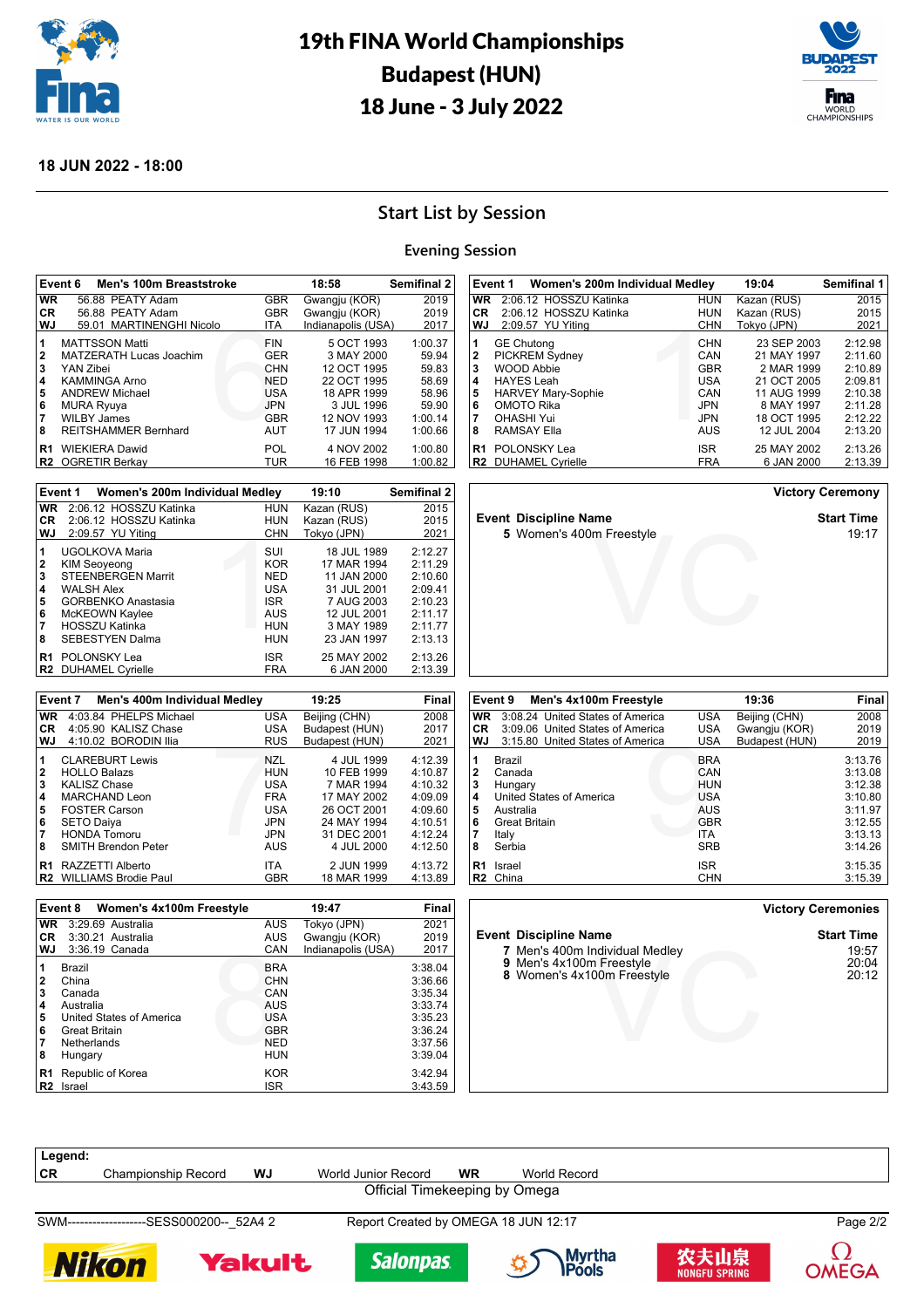# 19th FINA World Championships
# Budapest (HUN)
# 18 June - 3 July 2022

**18 JUN 2022 - 18:00**

## Start List by Session

### Evening Session

| Event 6 | Men's 100m Breaststroke | | 18:58 | Semifinal 2 |
|---|---|---|---|---|
| WR | 56.88 PEATY Adam | GBR | Gwangju (KOR) | 2019 |
| CR | 56.88 PEATY Adam | GBR | Gwangju (KOR) | 2019 |
| WJ | 59.01 MARTINENGHI Nicolo | ITA | Indianapolis (USA) | 2017 |
| 1 | MATTSSON Matti | FIN | 5 OCT 1993 | 1:00.37 |
| 2 | MATZERATH Lucas Joachim | GER | 3 MAY 2000 | 59.94 |
| 3 | YAN Zibei | CHN | 12 OCT 1995 | 59.83 |
| 4 | KAMMINGA Arno | NED | 22 OCT 1995 | 58.69 |
| 5 | ANDREW Michael | USA | 18 APR 1999 | 58.96 |
| 6 | MURA Ryuya | JPN | 3 JUL 1996 | 59.90 |
| 7 | WILBY James | GBR | 12 NOV 1993 | 1:00.14 |
| 8 | REITSHAMMER Bernhard | AUT | 17 JUN 1994 | 1:00.66 |
| R1 | WIEKIERA Dawid | POL | 4 NOV 2002 | 1:00.80 |
| R2 | OGRETIR Berkay | TUR | 16 FEB 1998 | 1:00.82 |

| Event 1 | Women's 200m Individual Medley | | 19:04 | Semifinal 1 |
|---|---|---|---|---|
| WR | 2:06.12 HOSSZU Katinka | HUN | Kazan (RUS) | 2015 |
| CR | 2:06.12 HOSSZU Katinka | HUN | Kazan (RUS) | 2015 |
| WJ | 2:09.57 YU Yiting | CHN | Tokyo (JPN) | 2021 |
| 1 | GE Chutong | CHN | 23 SEP 2003 | 2:12.98 |
| 2 | PICKREM Sydney | CAN | 21 MAY 1997 | 2:11.60 |
| 3 | WOOD Abbie | GBR | 2 MAR 1999 | 2:10.89 |
| 4 | HAYES Leah | USA | 21 OCT 2005 | 2:09.81 |
| 5 | HARVEY Mary-Sophie | CAN | 11 AUG 1999 | 2:10.38 |
| 6 | OMOTO Rika | JPN | 8 MAY 1997 | 2:11.28 |
| 7 | OHASHI Yui | JPN | 18 OCT 1995 | 2:12.22 |
| 8 | RAMSAY Ella | AUS | 12 JUL 2004 | 2:13.20 |
| R1 | POLONSKY Lea | ISR | 25 MAY 2002 | 2:13.26 |
| R2 | DUHAMEL Cyrielle | FRA | 6 JAN 2000 | 2:13.39 |

| Event 1 | Women's 200m Individual Medley | | 19:10 | Semifinal 2 |
|---|---|---|---|---|
| WR | 2:06.12 HOSSZU Katinka | HUN | Kazan (RUS) | 2015 |
| CR | 2:06.12 HOSSZU Katinka | HUN | Kazan (RUS) | 2015 |
| WJ | 2:09.57 YU Yiting | CHN | Tokyo (JPN) | 2021 |
| 1 | UGOLKOVA Maria | SUI | 18 JUL 1989 | 2:12.27 |
| 2 | KIM Seoyeong | KOR | 17 MAR 1994 | 2:11.29 |
| 3 | STEENBERGEN Marrit | NED | 11 JAN 2000 | 2:10.60 |
| 4 | WALSH Alex | USA | 31 JUL 2001 | 2:09.41 |
| 5 | GORBENKO Anastasia | ISR | 7 AUG 2003 | 2:10.23 |
| 6 | McKEOWN Kaylee | AUS | 12 JUL 2001 | 2:11.17 |
| 7 | HOSSZU Katinka | HUN | 3 MAY 1989 | 2:11.77 |
| 8 | SEBESTYEN Dalma | HUN | 23 JAN 1997 | 2:13.13 |
| R1 | POLONSKY Lea | ISR | 25 MAY 2002 | 2:13.26 |
| R2 | DUHAMEL Cyrielle | FRA | 6 JAN 2000 | 2:13.39 |

**Victory Ceremony**

| Event | Discipline Name | Start Time |
|---|---|---|
| 5 | Women's 400m Freestyle | 19:17 |

| Event 7 | Men's 400m Individual Medley | | 19:25 | Final |
|---|---|---|---|---|
| WR | 4:03.84 PHELPS Michael | USA | Beijing (CHN) | 2008 |
| CR | 4:05.90 KALISZ Chase | USA | Budapest (HUN) | 2017 |
| WJ | 4:10.02 BORODIN Ilia | RUS | Budapest (HUN) | 2021 |
| 1 | CLAREBURT Lewis | NZL | 4 JUL 1999 | 4:12.39 |
| 2 | HOLLO Balazs | HUN | 10 FEB 1999 | 4:10.87 |
| 3 | KALISZ Chase | USA | 7 MAR 1994 | 4:10.32 |
| 4 | MARCHAND Leon | FRA | 17 MAY 2002 | 4:09.09 |
| 5 | FOSTER Carson | USA | 26 OCT 2001 | 4:09.60 |
| 6 | SETO Daiya | JPN | 24 MAY 1994 | 4:10.51 |
| 7 | HONDA Tomoru | JPN | 31 DEC 2001 | 4:12.24 |
| 8 | SMITH Brendon Peter | AUS | 4 JUL 2000 | 4:12.50 |
| R1 | RAZZETTI Alberto | ITA | 2 JUN 1999 | 4:13.72 |
| R2 | WILLIAMS Brodie Paul | GBR | 18 MAR 1999 | 4:13.89 |

| Event 9 | Men's 4x100m Freestyle | | 19:36 | Final |
|---|---|---|---|---|
| WR | 3:08.24 United States of America | USA | Beijing (CHN) | 2008 |
| CR | 3:09.06 United States of America | USA | Gwangju (KOR) | 2019 |
| WJ | 3:15.80 United States of America | USA | Budapest (HUN) | 2019 |
| 1 | Brazil | BRA | | 3:13.76 |
| 2 | Canada | CAN | | 3:13.08 |
| 3 | Hungary | HUN | | 3:12.38 |
| 4 | United States of America | USA | | 3:10.80 |
| 5 | Australia | AUS | | 3:11.97 |
| 6 | Great Britain | GBR | | 3:12.55 |
| 7 | Italy | ITA | | 3:13.13 |
| 8 | Serbia | SRB | | 3:14.26 |
| R1 | Israel | ISR | | 3:15.35 |
| R2 | China | CHN | | 3:15.39 |

| Event 8 | Women's 4x100m Freestyle | | 19:47 | Final |
|---|---|---|---|---|
| WR | 3:29.69 Australia | AUS | Tokyo (JPN) | 2021 |
| CR | 3:30.21 Australia | AUS | Gwangju (KOR) | 2019 |
| WJ | 3:36.19 Canada | CAN | Indianapolis (USA) | 2017 |
| 1 | Brazil | BRA | | 3:38.04 |
| 2 | China | CHN | | 3:36.66 |
| 3 | Canada | CAN | | 3:35.34 |
| 4 | Australia | AUS | | 3:33.74 |
| 5 | United States of America | USA | | 3:35.23 |
| 6 | Great Britain | GBR | | 3:36.24 |
| 7 | Netherlands | NED | | 3:37.56 |
| 8 | Hungary | HUN | | 3:39.04 |
| R1 | Republic of Korea | KOR | | 3:42.94 |
| R2 | Israel | ISR | | 3:43.59 |

**Victory Ceremonies**

| Event | Discipline Name | Start Time |
|---|---|---|
| 7 | Men's 400m Individual Medley | 19:57 |
| 9 | Men's 4x100m Freestyle | 20:04 |
| 8 | Women's 4x100m Freestyle | 20:12 |

**Legend:**

| | | | | | |
|---|---|---|---|---|---|
| CR | Championship Record | WJ | World Junior Record | WR | World Record |

Official Timekeeping by Omega

SWM--------------------SESS000200--_52A4 2 | Report Created by OMEGA 18 JUN 12:17